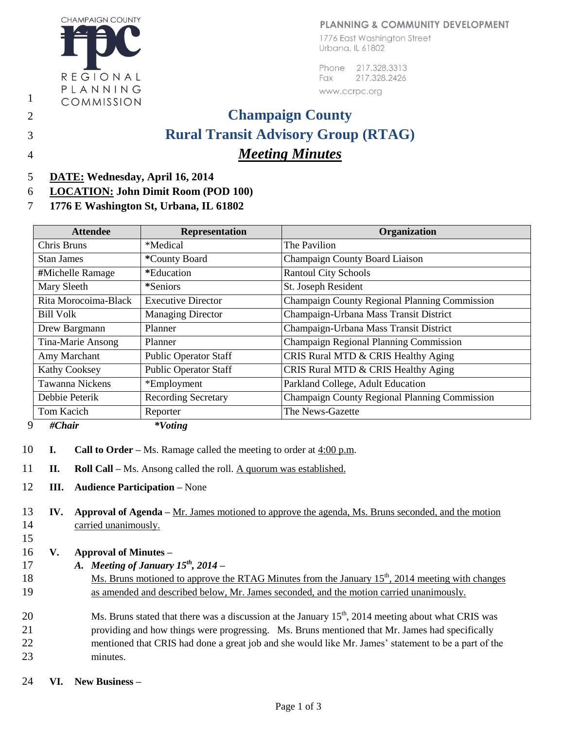CHAMPAIGN COUNTY REGIONAL PLANNING COMMISSION

PLANNING & COMMUNITY DEVELOPMENT
1776 East Washington Street
Urbana, IL 61802

Phone 217.328.3313
Fax 217.328.2426
www.ccrpc.org

# Champaign County
# Rural Transit Advisory Group (RTAG)
## *Meeting Minutes*

**DATE: Wednesday, April 16, 2014**
**LOCATION: John Dimit Room (POD 100)**
**1776 E Washington St, Urbana, IL 61802**

| Attendee | Representation | Organization |
|---|---|---|
| Chris Bruns | *Medical | The Pavilion |
| Stan James | *County Board | Champaign County Board Liaison |
| #Michelle Ramage | *Education | Rantoul City Schools |
| Mary Sleeth | *Seniors | St. Joseph Resident |
| Rita Morocoima-Black | Executive Director | Champaign County Regional Planning Commission |
| Bill Volk | Managing Director | Champaign-Urbana Mass Transit District |
| Drew Bargmann | Planner | Champaign-Urbana Mass Transit District |
| Tina-Marie Ansong | Planner | Champaign Regional Planning Commission |
| Amy Marchant | Public Operator Staff | CRIS Rural MTD & CRIS Healthy Aging |
| Kathy Cooksey | Public Operator Staff | CRIS Rural MTD & CRIS Healthy Aging |
| Tawanna Nickens | *Employment | Parkland College, Adult Education |
| Debbie Peterik | Recording Secretary | Champaign County Regional Planning Commission |
| Tom Kacich | Reporter | The News-Gazette |

***#Chair*** ***\*Voting***

**I. Call to Order –** Ms. Ramage called the meeting to order at 4:00 p.m.

**II. Roll Call –** Ms. Ansong called the roll. A quorum was established.

**III. Audience Participation –** None

**IV. Approval of Agenda –** Mr. James motioned to approve the agenda, Ms. Bruns seconded, and the motion carried unanimously.

**V. Approval of Minutes –**

***A. Meeting of January 15th, 2014 –***

Ms. Bruns motioned to approve the RTAG Minutes from the January 15th, 2014 meeting with changes as amended and described below, Mr. James seconded, and the motion carried unanimously.

Ms. Bruns stated that there was a discussion at the January 15th, 2014 meeting about what CRIS was providing and how things were progressing. Ms. Bruns mentioned that Mr. James had specifically mentioned that CRIS had done a great job and she would like Mr. James' statement to be a part of the minutes.

**VI. New Business –**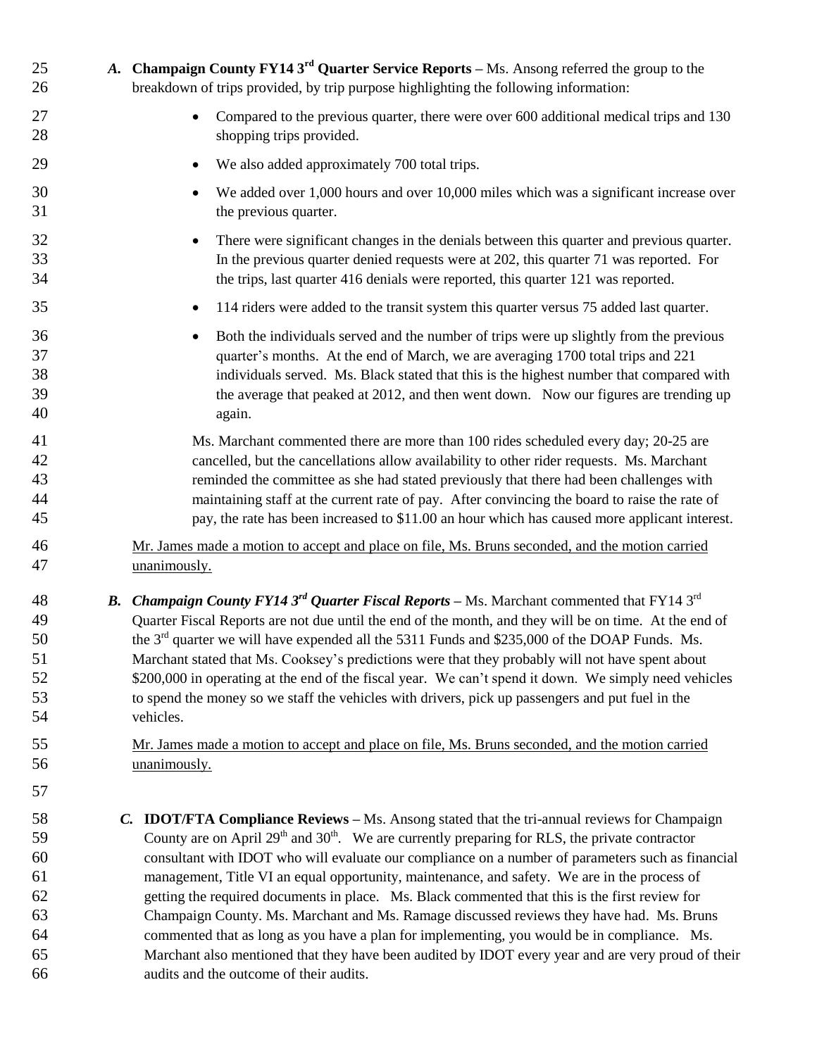***A.*** **Champaign County FY14 3rd Quarter Service Reports –** Ms. Ansong referred the group to the breakdown of trips provided, by trip purpose highlighting the following information:

- Compared to the previous quarter, there were over 600 additional medical trips and 130 shopping trips provided.
- We also added approximately 700 total trips.
- We added over 1,000 hours and over 10,000 miles which was a significant increase over the previous quarter.
- There were significant changes in the denials between this quarter and previous quarter. In the previous quarter denied requests were at 202, this quarter 71 was reported. For the trips, last quarter 416 denials were reported, this quarter 121 was reported.
- 114 riders were added to the transit system this quarter versus 75 added last quarter.
- Both the individuals served and the number of trips were up slightly from the previous quarter's months. At the end of March, we are averaging 1700 total trips and 221 individuals served. Ms. Black stated that this is the highest number that compared with the average that peaked at 2012, and then went down. Now our figures are trending up again.

Ms. Marchant commented there are more than 100 rides scheduled every day; 20-25 are cancelled, but the cancellations allow availability to other rider requests. Ms. Marchant reminded the committee as she had stated previously that there had been challenges with maintaining staff at the current rate of pay. After convincing the board to raise the rate of pay, the rate has been increased to $11.00 an hour which has caused more applicant interest.

Mr. James made a motion to accept and place on file, Ms. Bruns seconded, and the motion carried unanimously.

***B. Champaign County FY14 3rd Quarter Fiscal Reports –*** Ms. Marchant commented that FY14 3rd Quarter Fiscal Reports are not due until the end of the month, and they will be on time. At the end of the 3rd quarter we will have expended all the 5311 Funds and $235,000 of the DOAP Funds. Ms. Marchant stated that Ms. Cooksey's predictions were that they probably will not have spent about $200,000 in operating at the end of the fiscal year. We can't spend it down. We simply need vehicles to spend the money so we staff the vehicles with drivers, pick up passengers and put fuel in the vehicles.

Mr. James made a motion to accept and place on file, Ms. Bruns seconded, and the motion carried unanimously.

***C.*** **IDOT/FTA Compliance Reviews –** Ms. Ansong stated that the tri-annual reviews for Champaign County are on April 29th and 30th. We are currently preparing for RLS, the private contractor consultant with IDOT who will evaluate our compliance on a number of parameters such as financial management, Title VI an equal opportunity, maintenance, and safety. We are in the process of getting the required documents in place. Ms. Black commented that this is the first review for Champaign County. Ms. Marchant and Ms. Ramage discussed reviews they have had. Ms. Bruns commented that as long as you have a plan for implementing, you would be in compliance. Ms. Marchant also mentioned that they have been audited by IDOT every year and are very proud of their audits and the outcome of their audits.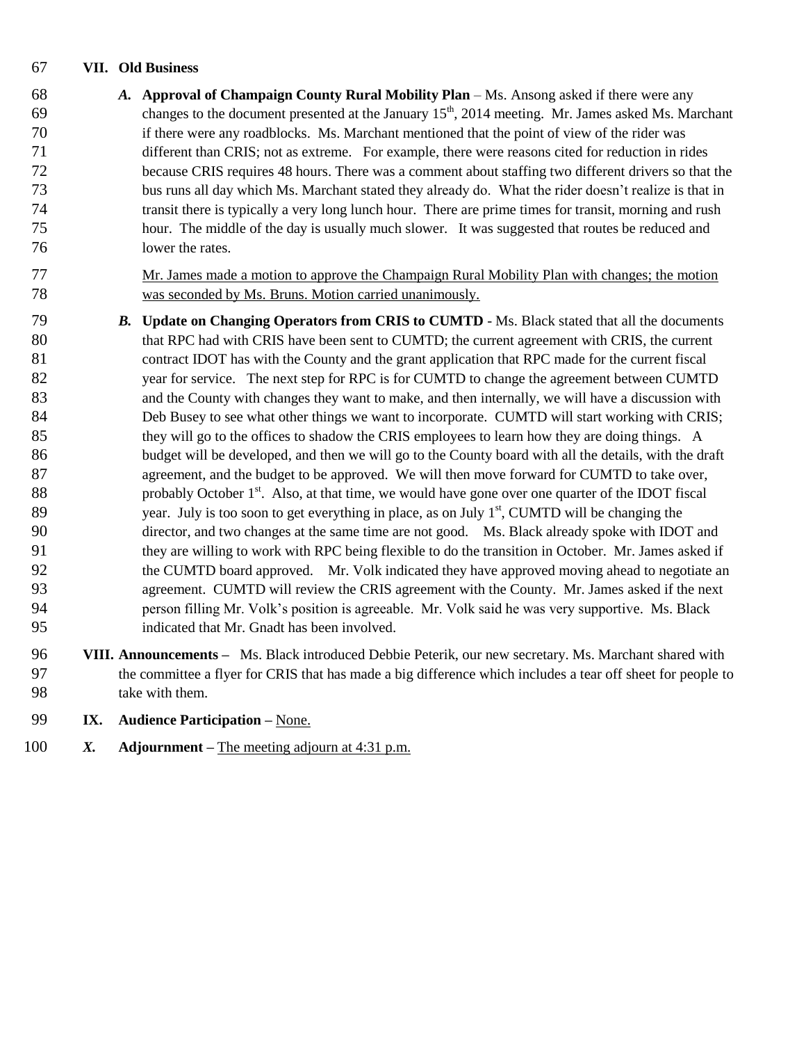**VII. Old Business**

***A.*** **Approval of Champaign County Rural Mobility Plan** – Ms. Ansong asked if there were any changes to the document presented at the January 15th, 2014 meeting. Mr. James asked Ms. Marchant if there were any roadblocks. Ms. Marchant mentioned that the point of view of the rider was different than CRIS; not as extreme. For example, there were reasons cited for reduction in rides because CRIS requires 48 hours. There was a comment about staffing two different drivers so that the bus runs all day which Ms. Marchant stated they already do. What the rider doesn't realize is that in transit there is typically a very long lunch hour. There are prime times for transit, morning and rush hour. The middle of the day is usually much slower. It was suggested that routes be reduced and lower the rates.

<u>Mr. James made a motion to approve the Champaign Rural Mobility Plan with changes; the motion was seconded by Ms. Bruns. Motion carried unanimously.</u>

***B.*** **Update on Changing Operators from CRIS to CUMTD** - Ms. Black stated that all the documents that RPC had with CRIS have been sent to CUMTD; the current agreement with CRIS, the current contract IDOT has with the County and the grant application that RPC made for the current fiscal year for service. The next step for RPC is for CUMTD to change the agreement between CUMTD and the County with changes they want to make, and then internally, we will have a discussion with Deb Busey to see what other things we want to incorporate. CUMTD will start working with CRIS; they will go to the offices to shadow the CRIS employees to learn how they are doing things. A budget will be developed, and then we will go to the County board with all the details, with the draft agreement, and the budget to be approved. We will then move forward for CUMTD to take over, probably October 1st. Also, at that time, we would have gone over one quarter of the IDOT fiscal year. July is too soon to get everything in place, as on July 1st, CUMTD will be changing the director, and two changes at the same time are not good. Ms. Black already spoke with IDOT and they are willing to work with RPC being flexible to do the transition in October. Mr. James asked if the CUMTD board approved. Mr. Volk indicated they have approved moving ahead to negotiate an agreement. CUMTD will review the CRIS agreement with the County. Mr. James asked if the next person filling Mr. Volk's position is agreeable. Mr. Volk said he was very supportive. Ms. Black indicated that Mr. Gnadt has been involved.

**VIII. Announcements –** Ms. Black introduced Debbie Peterik, our new secretary. Ms. Marchant shared with the committee a flyer for CRIS that has made a big difference which includes a tear off sheet for people to take with them.

**IX. Audience Participation –** <u>None.</u>

***X.*** **Adjournment –** <u>The meeting adjourn at 4:31 p.m.</u>